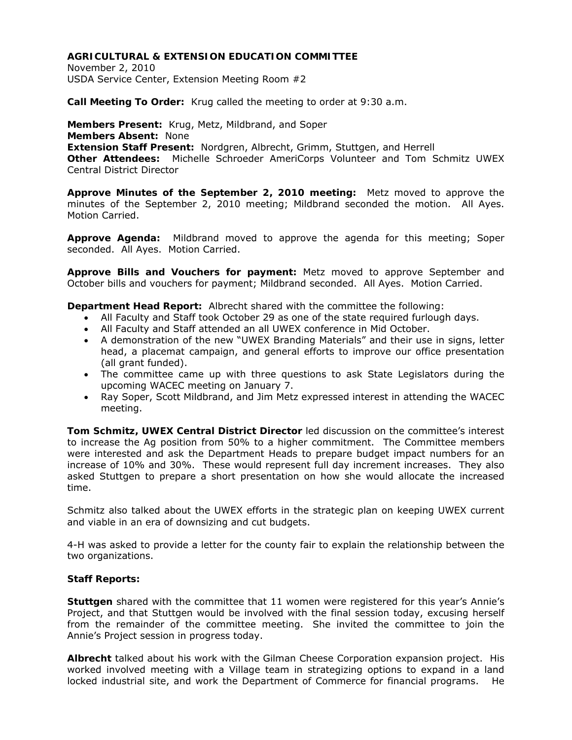**AGRICULTURAL & EXTENSION EDUCATION COMMITTEE**
November 2, 2010
USDA Service Center, Extension Meeting Room #2

**Call Meeting To Order:** Krug called the meeting to order at 9:30 a.m.

**Members Present:** Krug, Metz, Mildbrand, and Soper
**Members Absent:** None
**Extension Staff Present:** Nordgren, Albrecht, Grimm, Stuttgen, and Herrell
**Other Attendees:** Michelle Schroeder AmeriCorps Volunteer and Tom Schmitz UWEX Central District Director

**Approve Minutes of the September 2, 2010 meeting:** Metz moved to approve the minutes of the September 2, 2010 meeting; Mildbrand seconded the motion. All Ayes. Motion Carried.

**Approve Agenda:** Mildbrand moved to approve the agenda for this meeting; Soper seconded. All Ayes. Motion Carried.

**Approve Bills and Vouchers for payment:** Metz moved to approve September and October bills and vouchers for payment; Mildbrand seconded. All Ayes. Motion Carried.

**Department Head Report:** Albrecht shared with the committee the following:

- All Faculty and Staff took October 29 as one of the state required furlough days.
- All Faculty and Staff attended an all UWEX conference in Mid October.
- A demonstration of the new "UWEX Branding Materials" and their use in signs, letter head, a placemat campaign, and general efforts to improve our office presentation (all grant funded).
- The committee came up with three questions to ask State Legislators during the upcoming WACEC meeting on January 7.
- Ray Soper, Scott Mildbrand, and Jim Metz expressed interest in attending the WACEC meeting.

**Tom Schmitz, UWEX Central District Director** led discussion on the committee's interest to increase the Ag position from 50% to a higher commitment. The Committee members were interested and ask the Department Heads to prepare budget impact numbers for an increase of 10% and 30%. These would represent full day increment increases. They also asked Stuttgen to prepare a short presentation on how she would allocate the increased time.

Schmitz also talked about the UWEX efforts in the strategic plan on keeping UWEX current and viable in an era of downsizing and cut budgets.

4-H was asked to provide a letter for the county fair to explain the relationship between the two organizations.

**Staff Reports:**

**Stuttgen** shared with the committee that 11 women were registered for this year's Annie's Project, and that Stuttgen would be involved with the final session today, excusing herself from the remainder of the committee meeting. She invited the committee to join the Annie's Project session in progress today.

**Albrecht** talked about his work with the Gilman Cheese Corporation expansion project. His worked involved meeting with a Village team in strategizing options to expand in a land locked industrial site, and work the Department of Commerce for financial programs. He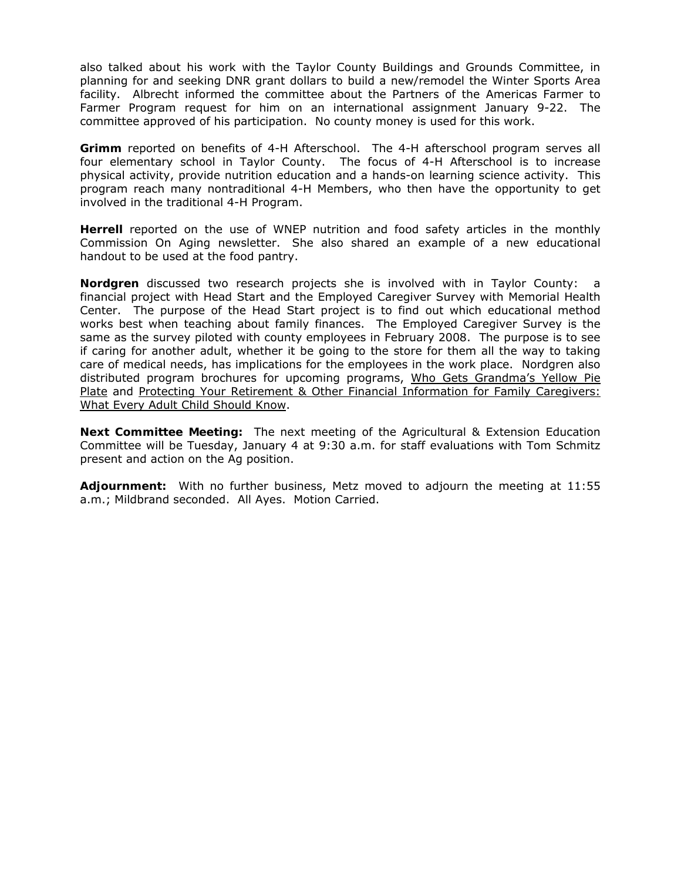also talked about his work with the Taylor County Buildings and Grounds Committee, in planning for and seeking DNR grant dollars to build a new/remodel the Winter Sports Area facility. Albrecht informed the committee about the Partners of the Americas Farmer to Farmer Program request for him on an international assignment January 9-22. The committee approved of his participation. No county money is used for this work.

**Grimm** reported on benefits of 4-H Afterschool. The 4-H afterschool program serves all four elementary school in Taylor County. The focus of 4-H Afterschool is to increase physical activity, provide nutrition education and a hands-on learning science activity. This program reach many nontraditional 4-H Members, who then have the opportunity to get involved in the traditional 4-H Program.

**Herrell** reported on the use of WNEP nutrition and food safety articles in the monthly Commission On Aging newsletter. She also shared an example of a new educational handout to be used at the food pantry.

**Nordgren** discussed two research projects she is involved with in Taylor County: a financial project with Head Start and the Employed Caregiver Survey with Memorial Health Center. The purpose of the Head Start project is to find out which educational method works best when teaching about family finances. The Employed Caregiver Survey is the same as the survey piloted with county employees in February 2008. The purpose is to see if caring for another adult, whether it be going to the store for them all the way to taking care of medical needs, has implications for the employees in the work place. Nordgren also distributed program brochures for upcoming programs, Who Gets Grandma's Yellow Pie Plate and Protecting Your Retirement & Other Financial Information for Family Caregivers: What Every Adult Child Should Know.

**Next Committee Meeting:** The next meeting of the Agricultural & Extension Education Committee will be Tuesday, January 4 at 9:30 a.m. for staff evaluations with Tom Schmitz present and action on the Ag position.

**Adjournment:** With no further business, Metz moved to adjourn the meeting at 11:55 a.m.; Mildbrand seconded. All Ayes. Motion Carried.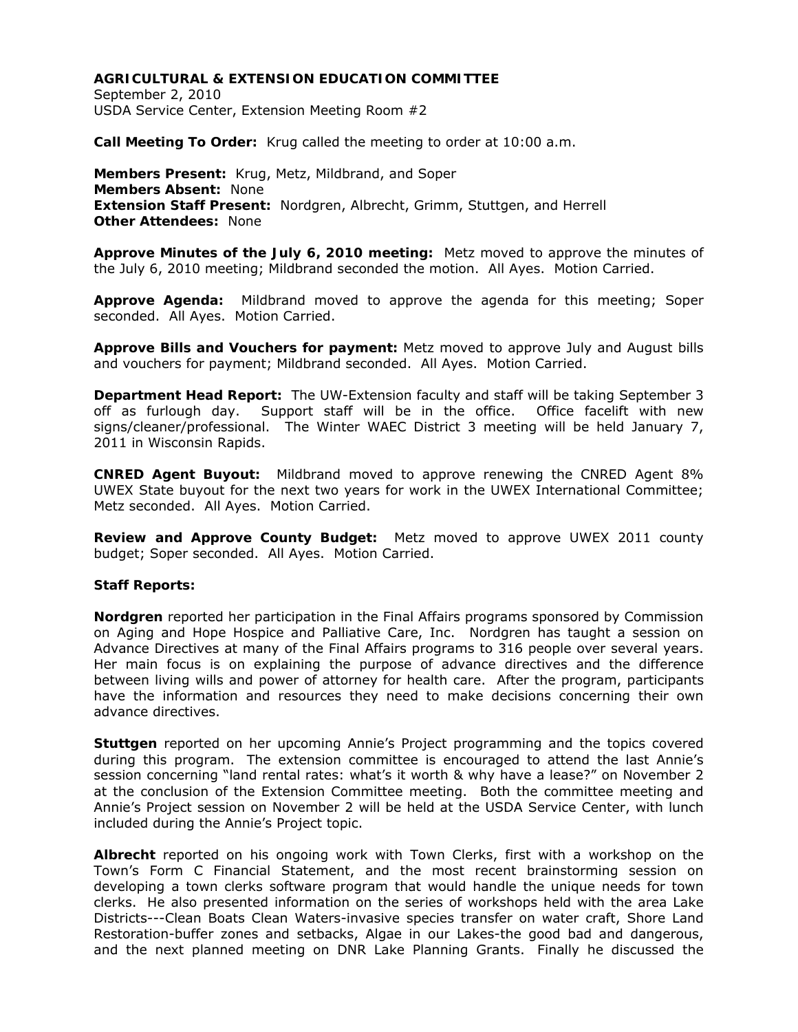**AGRICULTURAL & EXTENSION EDUCATION COMMITTEE**
September 2, 2010
USDA Service Center, Extension Meeting Room #2

**Call Meeting To Order:** Krug called the meeting to order at 10:00 a.m.

**Members Present:** Krug, Metz, Mildbrand, and Soper
**Members Absent:** None
**Extension Staff Present:** Nordgren, Albrecht, Grimm, Stuttgen, and Herrell
**Other Attendees:** None

**Approve Minutes of the July 6, 2010 meeting:** Metz moved to approve the minutes of the July 6, 2010 meeting; Mildbrand seconded the motion. All Ayes. Motion Carried.

**Approve Agenda:** Mildbrand moved to approve the agenda for this meeting; Soper seconded. All Ayes. Motion Carried.

**Approve Bills and Vouchers for payment:** Metz moved to approve July and August bills and vouchers for payment; Mildbrand seconded. All Ayes. Motion Carried.

**Department Head Report:** The UW-Extension faculty and staff will be taking September 3 off as furlough day. Support staff will be in the office. Office facelift with new signs/cleaner/professional. The Winter WAEC District 3 meeting will be held January 7, 2011 in Wisconsin Rapids.

**CNRED Agent Buyout:** Mildbrand moved to approve renewing the CNRED Agent 8% UWEX State buyout for the next two years for work in the UWEX International Committee; Metz seconded. All Ayes. Motion Carried.

**Review and Approve County Budget:** Metz moved to approve UWEX 2011 county budget; Soper seconded. All Ayes. Motion Carried.

**Staff Reports:**

**Nordgren** reported her participation in the Final Affairs programs sponsored by Commission on Aging and Hope Hospice and Palliative Care, Inc. Nordgren has taught a session on Advance Directives at many of the Final Affairs programs to 316 people over several years. Her main focus is on explaining the purpose of advance directives and the difference between living wills and power of attorney for health care. After the program, participants have the information and resources they need to make decisions concerning their own advance directives.

**Stuttgen** reported on her upcoming Annie's Project programming and the topics covered during this program. The extension committee is encouraged to attend the last Annie's session concerning "land rental rates: what's it worth & why have a lease?" on November 2 at the conclusion of the Extension Committee meeting. Both the committee meeting and Annie's Project session on November 2 will be held at the USDA Service Center, with lunch included during the Annie's Project topic.

**Albrecht** reported on his ongoing work with Town Clerks, first with a workshop on the Town's Form C Financial Statement, and the most recent brainstorming session on developing a town clerks software program that would handle the unique needs for town clerks. He also presented information on the series of workshops held with the area Lake Districts---Clean Boats Clean Waters-invasive species transfer on water craft, Shore Land Restoration-buffer zones and setbacks, Algae in our Lakes-the good bad and dangerous, and the next planned meeting on DNR Lake Planning Grants. Finally he discussed the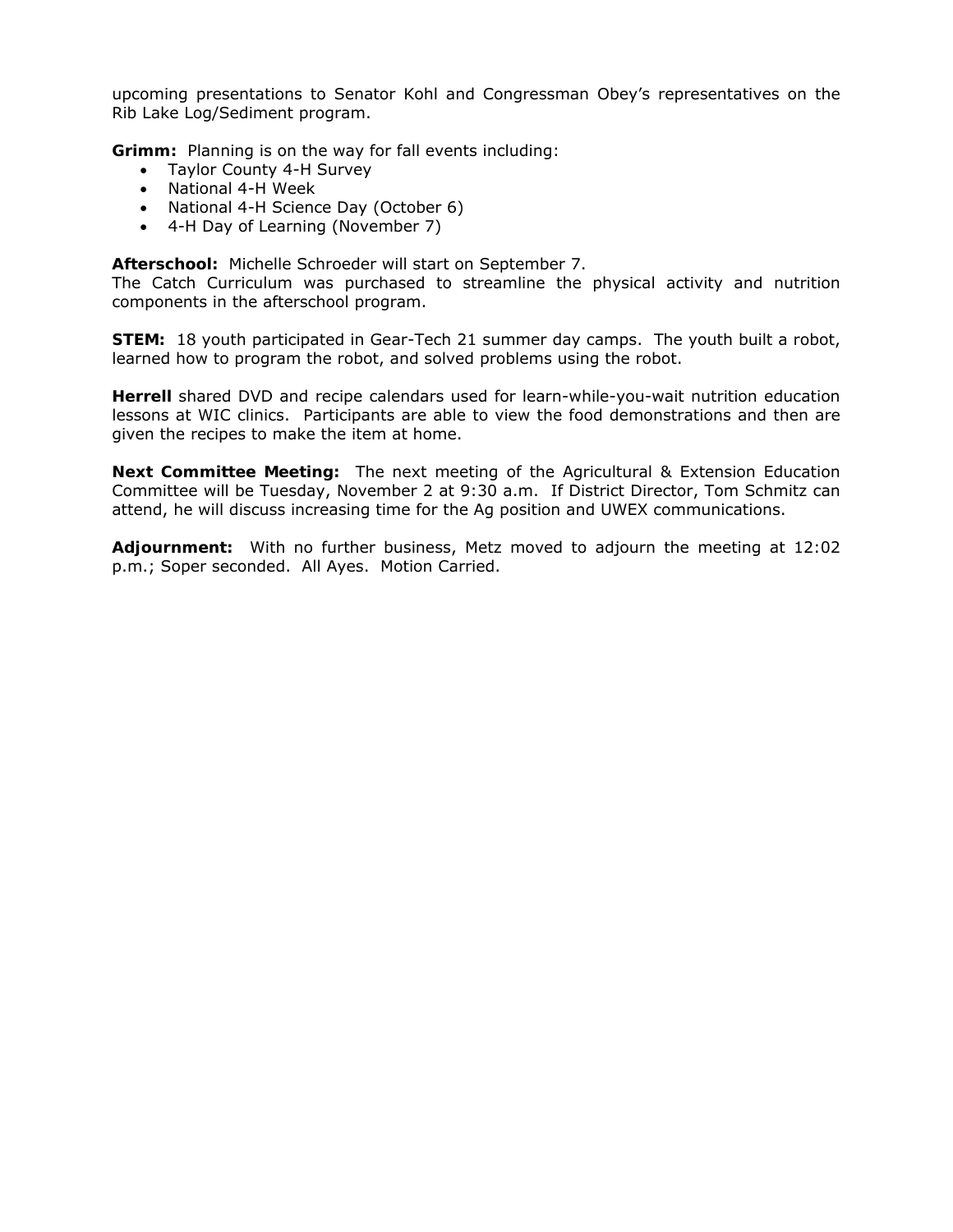upcoming presentations to Senator Kohl and Congressman Obey's representatives on the Rib Lake Log/Sediment program.

**Grimm:** Planning is on the way for fall events including:

- Taylor County 4-H Survey
- National 4-H Week
- National 4-H Science Day (October 6)
- 4-H Day of Learning (November 7)

**Afterschool:** Michelle Schroeder will start on September 7.
The Catch Curriculum was purchased to streamline the physical activity and nutrition components in the afterschool program.

**STEM:** 18 youth participated in Gear-Tech 21 summer day camps. The youth built a robot, learned how to program the robot, and solved problems using the robot.

**Herrell** shared DVD and recipe calendars used for learn-while-you-wait nutrition education lessons at WIC clinics. Participants are able to view the food demonstrations and then are given the recipes to make the item at home.

**Next Committee Meeting:** The next meeting of the Agricultural & Extension Education Committee will be Tuesday, November 2 at 9:30 a.m. If District Director, Tom Schmitz can attend, he will discuss increasing time for the Ag position and UWEX communications.

**Adjournment:** With no further business, Metz moved to adjourn the meeting at 12:02 p.m.; Soper seconded. All Ayes. Motion Carried.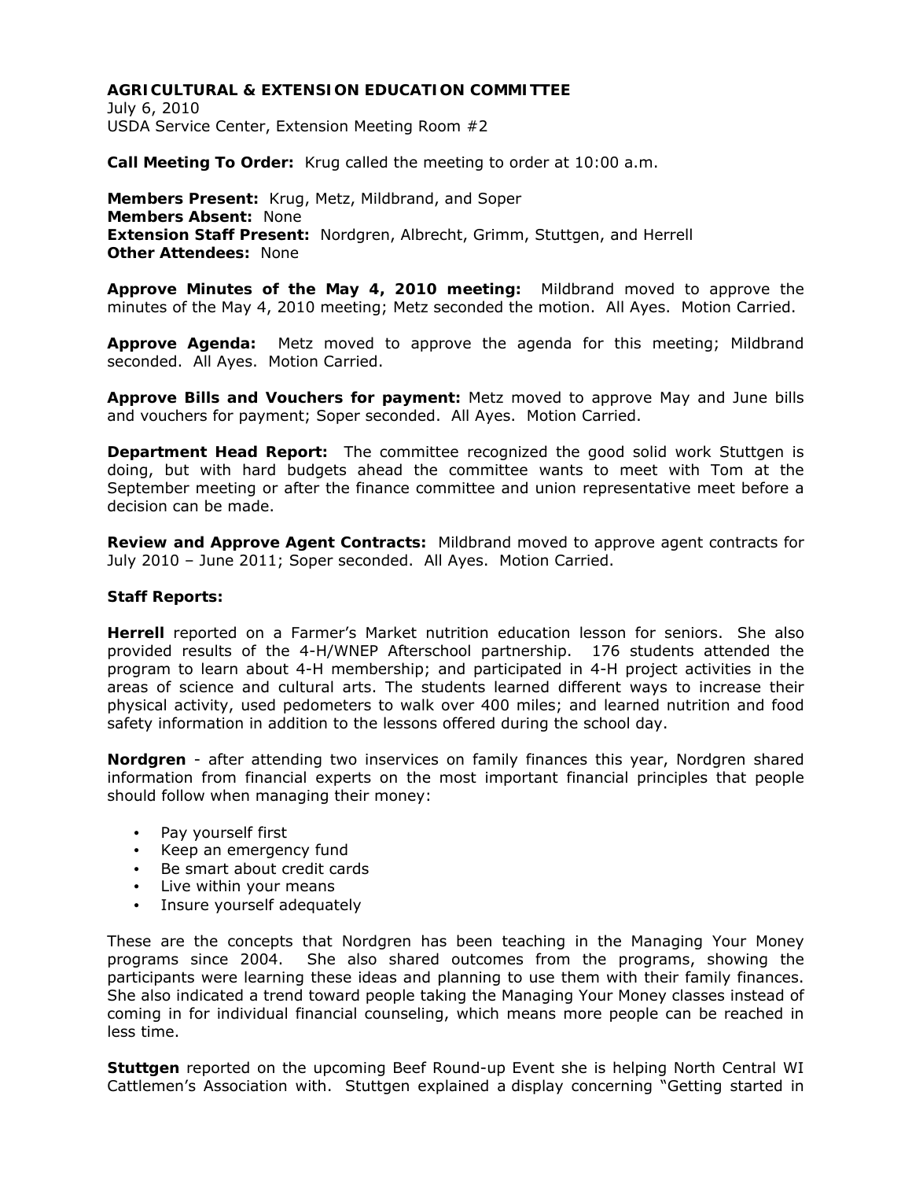**AGRICULTURAL & EXTENSION EDUCATION COMMITTEE**
July 6, 2010
USDA Service Center, Extension Meeting Room #2

**Call Meeting To Order:** Krug called the meeting to order at 10:00 a.m.

**Members Present:** Krug, Metz, Mildbrand, and Soper
**Members Absent:** None
**Extension Staff Present:** Nordgren, Albrecht, Grimm, Stuttgen, and Herrell
**Other Attendees:** None

**Approve Minutes of the May 4, 2010 meeting:** Mildbrand moved to approve the minutes of the May 4, 2010 meeting; Metz seconded the motion. All Ayes. Motion Carried.

**Approve Agenda:** Metz moved to approve the agenda for this meeting; Mildbrand seconded. All Ayes. Motion Carried.

**Approve Bills and Vouchers for payment:** Metz moved to approve May and June bills and vouchers for payment; Soper seconded. All Ayes. Motion Carried.

**Department Head Report:** The committee recognized the good solid work Stuttgen is doing, but with hard budgets ahead the committee wants to meet with Tom at the September meeting or after the finance committee and union representative meet before a decision can be made.

**Review and Approve Agent Contracts:** Mildbrand moved to approve agent contracts for July 2010 – June 2011; Soper seconded. All Ayes. Motion Carried.

**Staff Reports:**

**Herrell** reported on a Farmer's Market nutrition education lesson for seniors. She also provided results of the 4-H/WNEP Afterschool partnership. 176 students attended the program to learn about 4-H membership; and participated in 4-H project activities in the areas of science and cultural arts. The students learned different ways to increase their physical activity, used pedometers to walk over 400 miles; and learned nutrition and food safety information in addition to the lessons offered during the school day.

**Nordgren** - after attending two inservices on family finances this year, Nordgren shared information from financial experts on the most important financial principles that people should follow when managing their money:

- Pay yourself first
- Keep an emergency fund
- Be smart about credit cards
- Live within your means
- Insure yourself adequately

These are the concepts that Nordgren has been teaching in the Managing Your Money programs since 2004. She also shared outcomes from the programs, showing the participants were learning these ideas and planning to use them with their family finances. She also indicated a trend toward people taking the Managing Your Money classes instead of coming in for individual financial counseling, which means more people can be reached in less time.

**Stuttgen** reported on the upcoming Beef Round-up Event she is helping North Central WI Cattlemen's Association with. Stuttgen explained a display concerning "Getting started in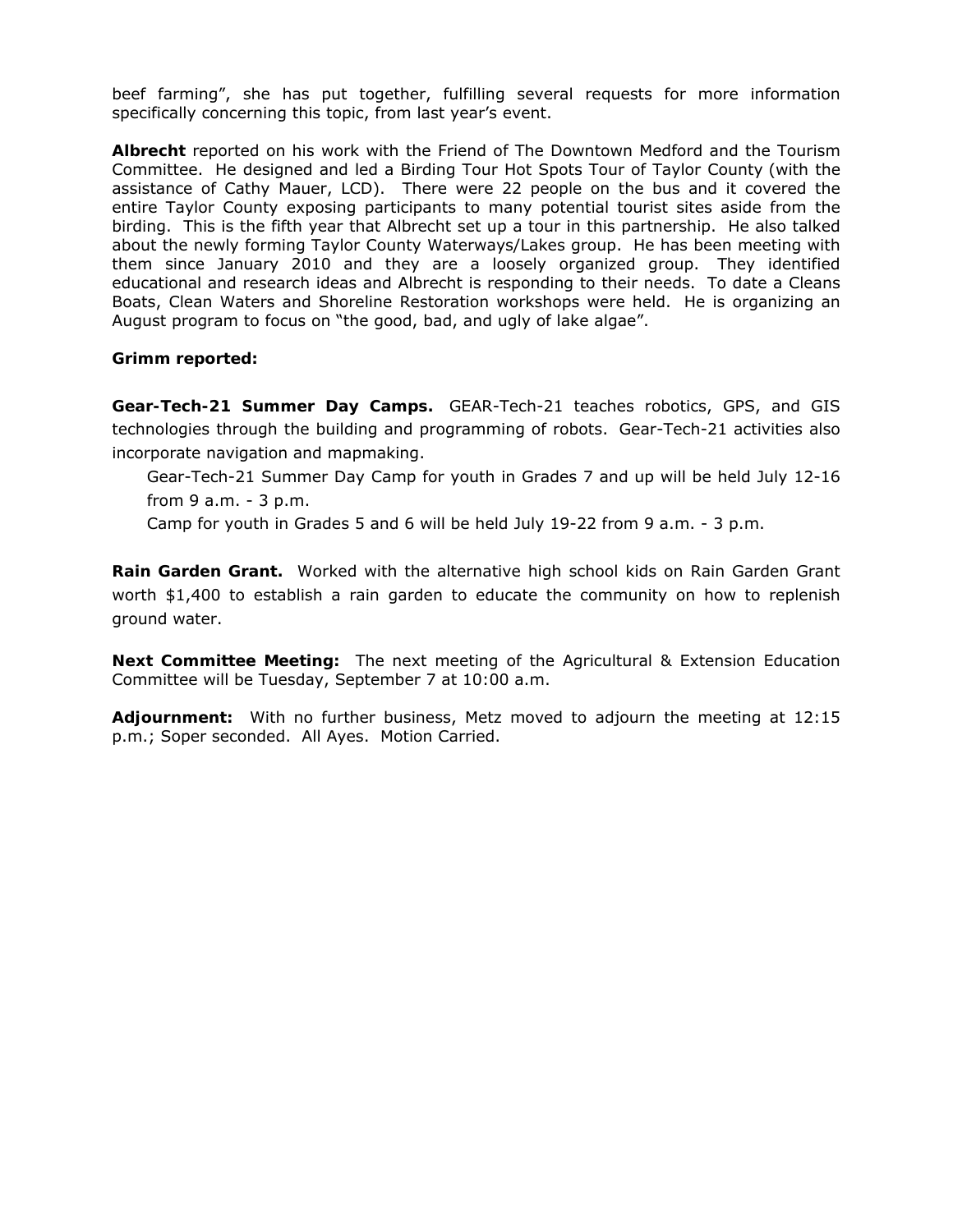beef farming", she has put together, fulfilling several requests for more information specifically concerning this topic, from last year's event.

**Albrecht** reported on his work with the Friend of The Downtown Medford and the Tourism Committee. He designed and led a Birding Tour Hot Spots Tour of Taylor County (with the assistance of Cathy Mauer, LCD). There were 22 people on the bus and it covered the entire Taylor County exposing participants to many potential tourist sites aside from the birding. This is the fifth year that Albrecht set up a tour in this partnership. He also talked about the newly forming Taylor County Waterways/Lakes group. He has been meeting with them since January 2010 and they are a loosely organized group. They identified educational and research ideas and Albrecht is responding to their needs. To date a Cleans Boats, Clean Waters and Shoreline Restoration workshops were held. He is organizing an August program to focus on "the good, bad, and ugly of lake algae".

**Grimm reported:**

**Gear-Tech-21 Summer Day Camps.** GEAR-Tech-21 teaches robotics, GPS, and GIS technologies through the building and programming of robots. Gear-Tech-21 activities also incorporate navigation and mapmaking.

Gear-Tech-21 Summer Day Camp for youth in Grades 7 and up will be held July 12-16 from 9 a.m. - 3 p.m.

Camp for youth in Grades 5 and 6 will be held July 19-22 from 9 a.m. - 3 p.m.

**Rain Garden Grant.** Worked with the alternative high school kids on Rain Garden Grant worth $1,400 to establish a rain garden to educate the community on how to replenish ground water.

**Next Committee Meeting:** The next meeting of the Agricultural & Extension Education Committee will be Tuesday, September 7 at 10:00 a.m.

**Adjournment:** With no further business, Metz moved to adjourn the meeting at 12:15 p.m.; Soper seconded. All Ayes. Motion Carried.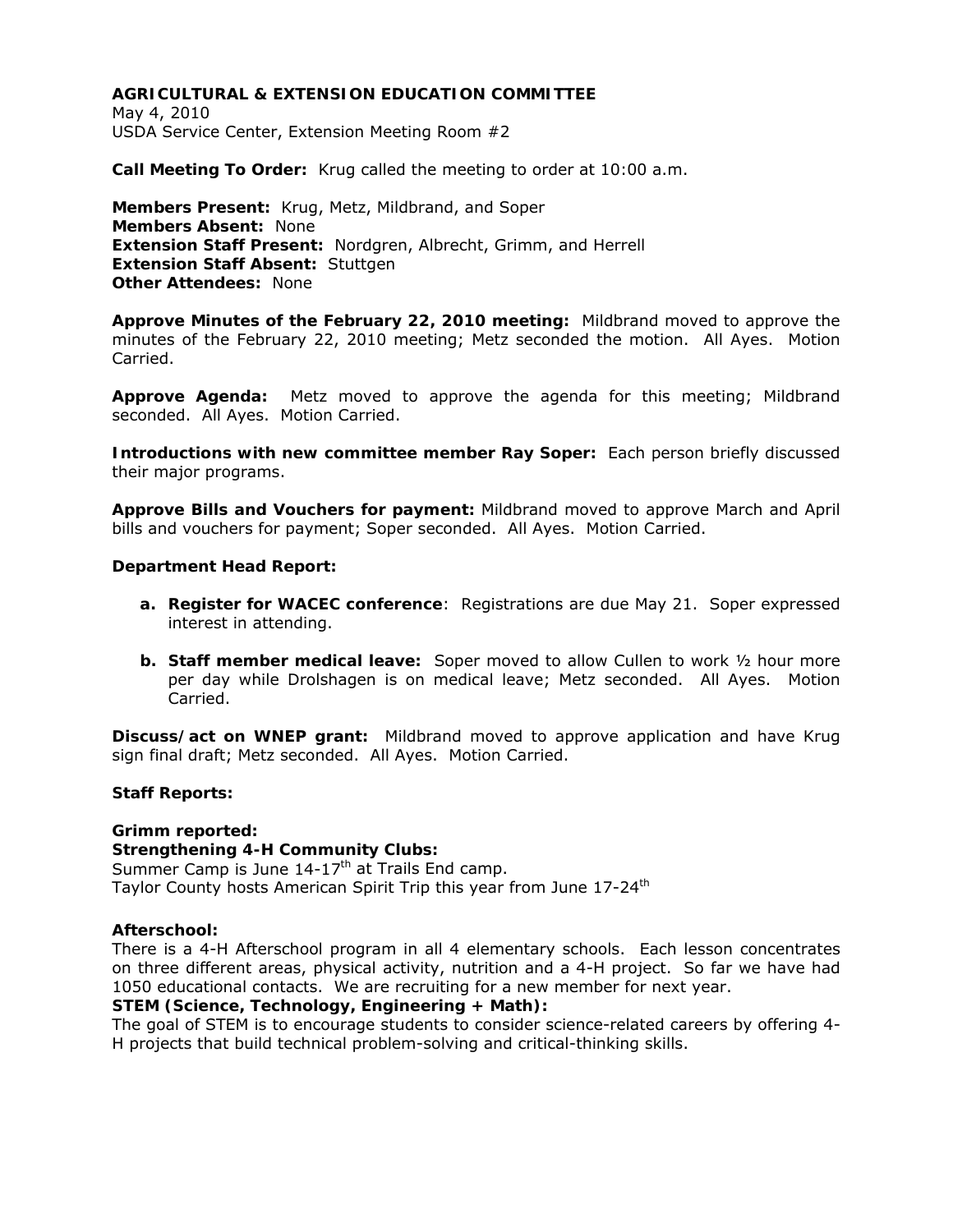**AGRICULTURAL & EXTENSION EDUCATION COMMITTEE**
May 4, 2010
USDA Service Center, Extension Meeting Room #2

**Call Meeting To Order:** Krug called the meeting to order at 10:00 a.m.

**Members Present:** Krug, Metz, Mildbrand, and Soper
**Members Absent:** None
**Extension Staff Present:** Nordgren, Albrecht, Grimm, and Herrell
**Extension Staff Absent:** Stuttgen
**Other Attendees:** None

**Approve Minutes of the February 22, 2010 meeting:** Mildbrand moved to approve the minutes of the February 22, 2010 meeting; Metz seconded the motion. All Ayes. Motion Carried.

**Approve Agenda:** Metz moved to approve the agenda for this meeting; Mildbrand seconded. All Ayes. Motion Carried.

**Introductions with new committee member Ray Soper:** Each person briefly discussed their major programs.

**Approve Bills and Vouchers for payment:** Mildbrand moved to approve March and April bills and vouchers for payment; Soper seconded. All Ayes. Motion Carried.

**Department Head Report:**

- **a. Register for WACEC conference**: Registrations are due May 21. Soper expressed interest in attending.
- **b. Staff member medical leave:** Soper moved to allow Cullen to work ½ hour more per day while Drolshagen is on medical leave; Metz seconded. All Ayes. Motion Carried.

**Discuss/act on WNEP grant:** Mildbrand moved to approve application and have Krug sign final draft; Metz seconded. All Ayes. Motion Carried.

**Staff Reports:**

**Grimm reported:**
**Strengthening 4-H Community Clubs:**
Summer Camp is June 14-17th at Trails End camp.
Taylor County hosts American Spirit Trip this year from June 17-24th

**Afterschool:**
There is a 4-H Afterschool program in all 4 elementary schools. Each lesson concentrates on three different areas, physical activity, nutrition and a 4-H project. So far we have had 1050 educational contacts. We are recruiting for a new member for next year.
**STEM (Science, Technology, Engineering + Math):**
The goal of STEM is to encourage students to consider science-related careers by offering 4-H projects that build technical problem-solving and critical-thinking skills.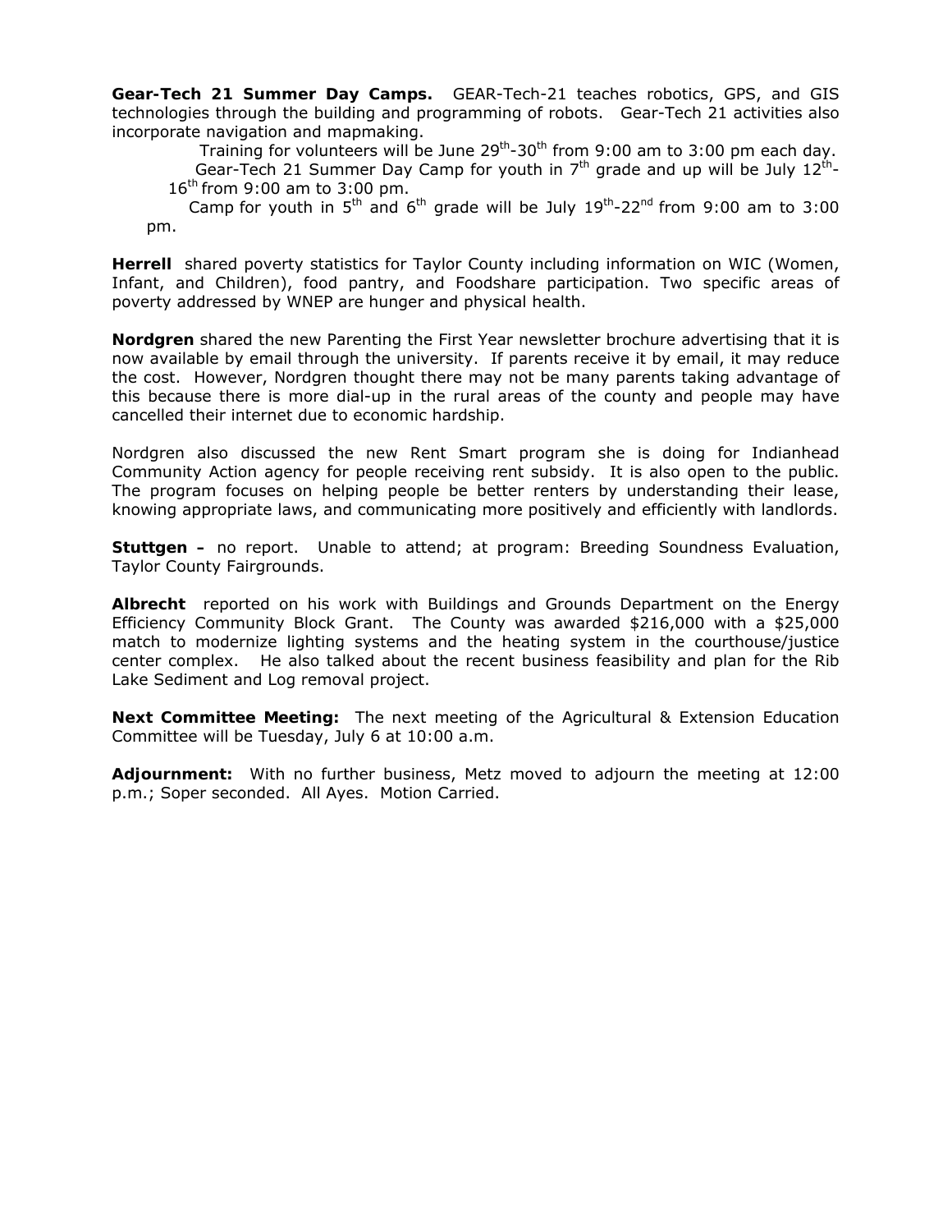**Gear-Tech 21 Summer Day Camps.** GEAR-Tech-21 teaches robotics, GPS, and GIS technologies through the building and programming of robots. Gear-Tech 21 activities also incorporate navigation and mapmaking.

Training for volunteers will be June 29th-30th from 9:00 am to 3:00 pm each day.

Gear-Tech 21 Summer Day Camp for youth in 7th grade and up will be July 12th-16th from 9:00 am to 3:00 pm.

Camp for youth in 5th and 6th grade will be July 19th-22nd from 9:00 am to 3:00 pm.

**Herrell** shared poverty statistics for Taylor County including information on WIC (Women, Infant, and Children), food pantry, and Foodshare participation. Two specific areas of poverty addressed by WNEP are hunger and physical health.

**Nordgren** shared the new Parenting the First Year newsletter brochure advertising that it is now available by email through the university. If parents receive it by email, it may reduce the cost. However, Nordgren thought there may not be many parents taking advantage of this because there is more dial-up in the rural areas of the county and people may have cancelled their internet due to economic hardship.

Nordgren also discussed the new Rent Smart program she is doing for Indianhead Community Action agency for people receiving rent subsidy. It is also open to the public. The program focuses on helping people be better renters by understanding their lease, knowing appropriate laws, and communicating more positively and efficiently with landlords.

**Stuttgen –** no report. Unable to attend; at program: Breeding Soundness Evaluation, Taylor County Fairgrounds.

**Albrecht** reported on his work with Buildings and Grounds Department on the Energy Efficiency Community Block Grant. The County was awarded $216,000 with a $25,000 match to modernize lighting systems and the heating system in the courthouse/justice center complex. He also talked about the recent business feasibility and plan for the Rib Lake Sediment and Log removal project.

**Next Committee Meeting:** The next meeting of the Agricultural & Extension Education Committee will be Tuesday, July 6 at 10:00 a.m.

**Adjournment:** With no further business, Metz moved to adjourn the meeting at 12:00 p.m.; Soper seconded. All Ayes. Motion Carried.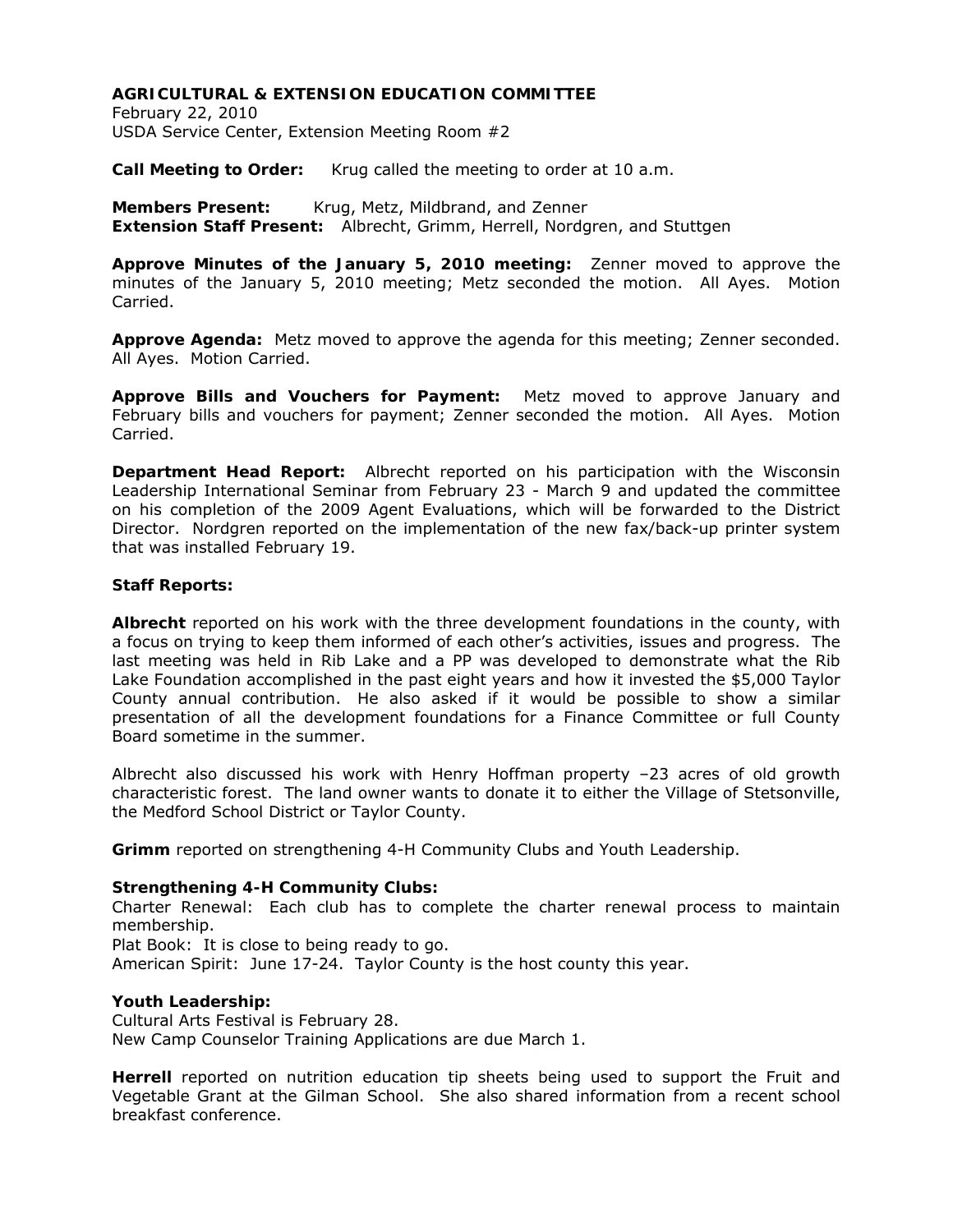**AGRICULTURAL & EXTENSION EDUCATION COMMITTEE**
February 22, 2010
USDA Service Center, Extension Meeting Room #2

**Call Meeting to Order:** Krug called the meeting to order at 10 a.m.

**Members Present:** Krug, Metz, Mildbrand, and Zenner
**Extension Staff Present:** Albrecht, Grimm, Herrell, Nordgren, and Stuttgen

**Approve Minutes of the January 5, 2010 meeting:** Zenner moved to approve the minutes of the January 5, 2010 meeting; Metz seconded the motion. All Ayes. Motion Carried.

**Approve Agenda:** Metz moved to approve the agenda for this meeting; Zenner seconded. All Ayes. Motion Carried.

**Approve Bills and Vouchers for Payment:** Metz moved to approve January and February bills and vouchers for payment; Zenner seconded the motion. All Ayes. Motion Carried.

**Department Head Report:** Albrecht reported on his participation with the Wisconsin Leadership International Seminar from February 23 - March 9 and updated the committee on his completion of the 2009 Agent Evaluations, which will be forwarded to the District Director. Nordgren reported on the implementation of the new fax/back-up printer system that was installed February 19.

**Staff Reports:**

**Albrecht** reported on his work with the three development foundations in the county, with a focus on trying to keep them informed of each other's activities, issues and progress. The last meeting was held in Rib Lake and a PP was developed to demonstrate what the Rib Lake Foundation accomplished in the past eight years and how it invested the $5,000 Taylor County annual contribution. He also asked if it would be possible to show a similar presentation of all the development foundations for a Finance Committee or full County Board sometime in the summer.

Albrecht also discussed his work with Henry Hoffman property –23 acres of old growth characteristic forest. The land owner wants to donate it to either the Village of Stetsonville, the Medford School District or Taylor County.

**Grimm** reported on strengthening 4-H Community Clubs and Youth Leadership.

**Strengthening 4-H Community Clubs:**
Charter Renewal: Each club has to complete the charter renewal process to maintain membership.
Plat Book: It is close to being ready to go.
American Spirit: June 17-24. Taylor County is the host county this year.

**Youth Leadership:**
Cultural Arts Festival is February 28.
New Camp Counselor Training Applications are due March 1.

**Herrell** reported on nutrition education tip sheets being used to support the Fruit and Vegetable Grant at the Gilman School. She also shared information from a recent school breakfast conference.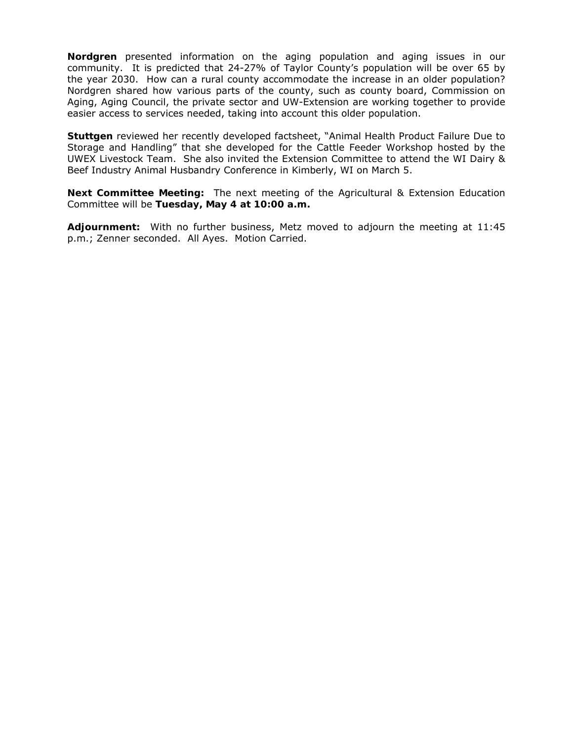**Nordgren** presented information on the aging population and aging issues in our community. It is predicted that 24-27% of Taylor County's population will be over 65 by the year 2030. How can a rural county accommodate the increase in an older population? Nordgren shared how various parts of the county, such as county board, Commission on Aging, Aging Council, the private sector and UW-Extension are working together to provide easier access to services needed, taking into account this older population.

**Stuttgen** reviewed her recently developed factsheet, "Animal Health Product Failure Due to Storage and Handling" that she developed for the Cattle Feeder Workshop hosted by the UWEX Livestock Team. She also invited the Extension Committee to attend the WI Dairy & Beef Industry Animal Husbandry Conference in Kimberly, WI on March 5.

**Next Committee Meeting:** The next meeting of the Agricultural & Extension Education Committee will be **Tuesday, May 4 at 10:00 a.m.**

**Adjournment:** With no further business, Metz moved to adjourn the meeting at 11:45 p.m.; Zenner seconded. All Ayes. Motion Carried.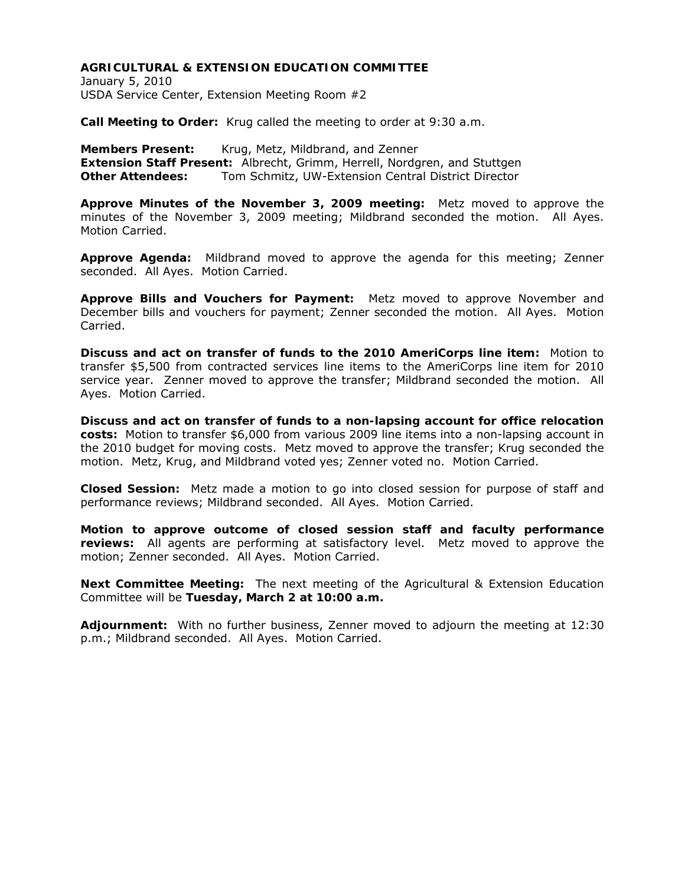**AGRICULTURAL & EXTENSION EDUCATION COMMITTEE**
January 5, 2010
USDA Service Center, Extension Meeting Room #2

**Call Meeting to Order:** Krug called the meeting to order at 9:30 a.m.

**Members Present:** Krug, Metz, Mildbrand, and Zenner
**Extension Staff Present:** Albrecht, Grimm, Herrell, Nordgren, and Stuttgen
**Other Attendees:** Tom Schmitz, UW-Extension Central District Director

**Approve Minutes of the November 3, 2009 meeting:** Metz moved to approve the minutes of the November 3, 2009 meeting; Mildbrand seconded the motion. All Ayes. Motion Carried.

**Approve Agenda:** Mildbrand moved to approve the agenda for this meeting; Zenner seconded. All Ayes. Motion Carried.

**Approve Bills and Vouchers for Payment:** Metz moved to approve November and December bills and vouchers for payment; Zenner seconded the motion. All Ayes. Motion Carried.

**Discuss and act on transfer of funds to the 2010 AmeriCorps line item:** Motion to transfer $5,500 from contracted services line items to the AmeriCorps line item for 2010 service year. Zenner moved to approve the transfer; Mildbrand seconded the motion. All Ayes. Motion Carried.

**Discuss and act on transfer of funds to a non-lapsing account for office relocation costs:** Motion to transfer $6,000 from various 2009 line items into a non-lapsing account in the 2010 budget for moving costs. Metz moved to approve the transfer; Krug seconded the motion. Metz, Krug, and Mildbrand voted yes; Zenner voted no. Motion Carried.

**Closed Session:** Metz made a motion to go into closed session for purpose of staff and performance reviews; Mildbrand seconded. All Ayes. Motion Carried.

**Motion to approve outcome of closed session staff and faculty performance reviews:** All agents are performing at satisfactory level. Metz moved to approve the motion; Zenner seconded. All Ayes. Motion Carried.

**Next Committee Meeting:** The next meeting of the Agricultural & Extension Education Committee will be **Tuesday, March 2 at 10:00 a.m.**

**Adjournment:** With no further business, Zenner moved to adjourn the meeting at 12:30 p.m.; Mildbrand seconded. All Ayes. Motion Carried.